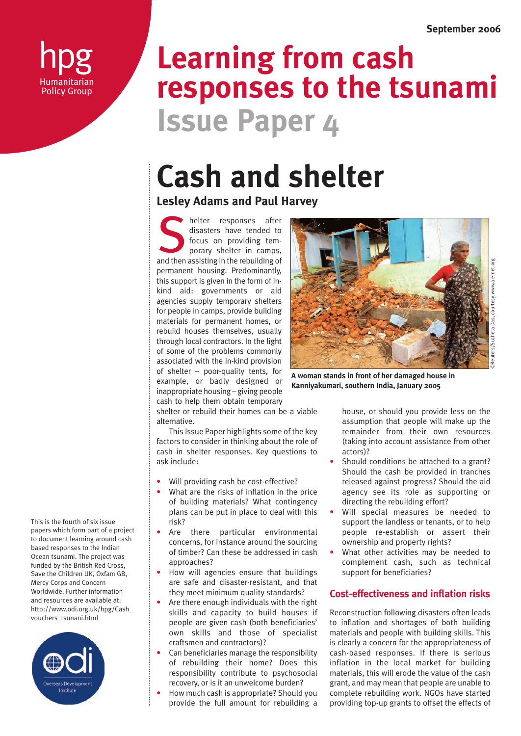September 2006

hpg Humanitarian Policy Group

# Learning from cash responses to the tsunami

## Issue Paper 4

# Cash and shelter

**Lesley Adams and Paul Harvey**

Shelter responses after disasters have tended to focus on providing temporary shelter in camps, and then assisting in the rebuilding of permanent housing. Predominantly, this support is given in the form of in-kind aid: governments or aid agencies supply temporary shelters for people in camps, provide building materials for permanent homes, or rebuild houses themselves, usually through local contractors. In the light of some of the problems commonly associated with the in-kind provision of shelter – poor-quality tents, for example, or badly designed or inappropriate housing – giving people cash to help them obtain temporary shelter or rebuild their homes can be a viable alternative.

**A woman stands in front of her damaged house in Kanniyakumari, southern India, January 2005**

©Reuters/Sucheta Das, courtesy www.alernet.org

This Issue Paper highlights some of the key factors to consider in thinking about the role of cash in shelter responses. Key questions to ask include:

- Will providing cash be cost-effective?
- What are the risks of inflation in the price of building materials? What contingency plans can be put in place to deal with this risk?
- Are there particular environmental concerns, for instance around the sourcing of timber? Can these be addressed in cash approaches?
- How will agencies ensure that buildings are safe and disaster-resistant, and that they meet minimum quality standards?
- Are there enough individuals with the right skills and capacity to build houses if people are given cash (both beneficiaries' own skills and those of specialist craftsmen and contractors)?
- Can beneficiaries manage the responsibility of rebuilding their home? Does this responsibility contribute to psychosocial recovery, or is it an unwelcome burden?
- How much cash is appropriate? Should you provide the full amount for rebuilding a house, or should you provide less on the assumption that people will make up the remainder from their own resources (taking into account assistance from other actors)?
- Should conditions be attached to a grant? Should the cash be provided in tranches released against progress? Should the aid agency see its role as supporting or directing the rebuilding effort?
- Will special measures be needed to support the landless or tenants, or to help people re-establish or assert their ownership and property rights?
- What other activities may be needed to complement cash, such as technical support for beneficiaries?

## Cost-effectiveness and inflation risks

Reconstruction following disasters often leads to inflation and shortages of both building materials and people with building skills. This is clearly a concern for the appropriateness of cash-based responses. If there is serious inflation in the local market for building materials, this will erode the value of the cash grant, and may mean that people are unable to complete rebuilding work. NGOs have started providing top-up grants to offset the effects of

This is the fourth of six issue papers which form part of a project to document learning around cash based responses to the Indian Ocean tsunami. The project was funded by the British Red Cross, Save the Children UK, Oxfam GB, Mercy Corps and Concern Worldwide. Further information and resources are available at: http://www.odi.org.uk/hpg/Cash_vouchers_tsunami.html

odi Overseas Development Institute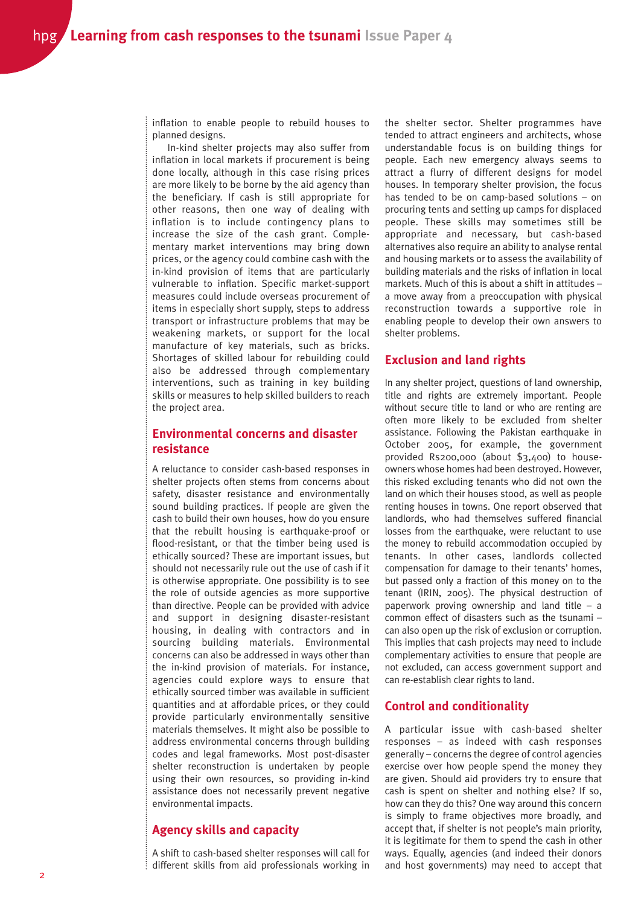inflation to enable people to rebuild houses to planned designs.

In-kind shelter projects may also suffer from inflation in local markets if procurement is being done locally, although in this case rising prices are more likely to be borne by the aid agency than the beneficiary. If cash is still appropriate for other reasons, then one way of dealing with inflation is to include contingency plans to increase the size of the cash grant. Complementary market interventions may bring down prices, or the agency could combine cash with the in-kind provision of items that are particularly vulnerable to inflation. Specific market-support measures could include overseas procurement of items in especially short supply, steps to address transport or infrastructure problems that may be weakening markets, or support for the local manufacture of key materials, such as bricks. Shortages of skilled labour for rebuilding could also be addressed through complementary interventions, such as training in key building skills or measures to help skilled builders to reach the project area.

## Environmental concerns and disaster resistance

A reluctance to consider cash-based responses in shelter projects often stems from concerns about safety, disaster resistance and environmentally sound building practices. If people are given the cash to build their own houses, how do you ensure that the rebuilt housing is earthquake-proof or flood-resistant, or that the timber being used is ethically sourced? These are important issues, but should not necessarily rule out the use of cash if it is otherwise appropriate. One possibility is to see the role of outside agencies as more supportive than directive. People can be provided with advice and support in designing disaster-resistant housing, in dealing with contractors and in sourcing building materials. Environmental concerns can also be addressed in ways other than the in-kind provision of materials. For instance, agencies could explore ways to ensure that ethically sourced timber was available in sufficient quantities and at affordable prices, or they could provide particularly environmentally sensitive materials themselves. It might also be possible to address environmental concerns through building codes and legal frameworks. Most post-disaster shelter reconstruction is undertaken by people using their own resources, so providing in-kind assistance does not necessarily prevent negative environmental impacts.

## Agency skills and capacity

A shift to cash-based shelter responses will call for different skills from aid professionals working in the shelter sector. Shelter programmes have tended to attract engineers and architects, whose understandable focus is on building things for people. Each new emergency always seems to attract a flurry of different designs for model houses. In temporary shelter provision, the focus has tended to be on camp-based solutions – on procuring tents and setting up camps for displaced people. These skills may sometimes still be appropriate and necessary, but cash-based alternatives also require an ability to analyse rental and housing markets or to assess the availability of building materials and the risks of inflation in local markets. Much of this is about a shift in attitudes – a move away from a preoccupation with physical reconstruction towards a supportive role in enabling people to develop their own answers to shelter problems.

## Exclusion and land rights

In any shelter project, questions of land ownership, title and rights are extremely important. People without secure title to land or who are renting are often more likely to be excluded from shelter assistance. Following the Pakistan earthquake in October 2005, for example, the government provided Rs200,000 (about $3,400) to house-owners whose homes had been destroyed. However, this risked excluding tenants who did not own the land on which their houses stood, as well as people renting houses in towns. One report observed that landlords, who had themselves suffered financial losses from the earthquake, were reluctant to use the money to rebuild accommodation occupied by tenants. In other cases, landlords collected compensation for damage to their tenants' homes, but passed only a fraction of this money on to the tenant (IRIN, 2005). The physical destruction of paperwork proving ownership and land title – a common effect of disasters such as the tsunami – can also open up the risk of exclusion or corruption. This implies that cash projects may need to include complementary activities to ensure that people are not excluded, can access government support and can re-establish clear rights to land.

## Control and conditionality

A particular issue with cash-based shelter responses – as indeed with cash responses generally – concerns the degree of control agencies exercise over how people spend the money they are given. Should aid providers try to ensure that cash is spent on shelter and nothing else? If so, how can they do this? One way around this concern is simply to frame objectives more broadly, and accept that, if shelter is not people's main priority, it is legitimate for them to spend the cash in other ways. Equally, agencies (and indeed their donors and host governments) may need to accept that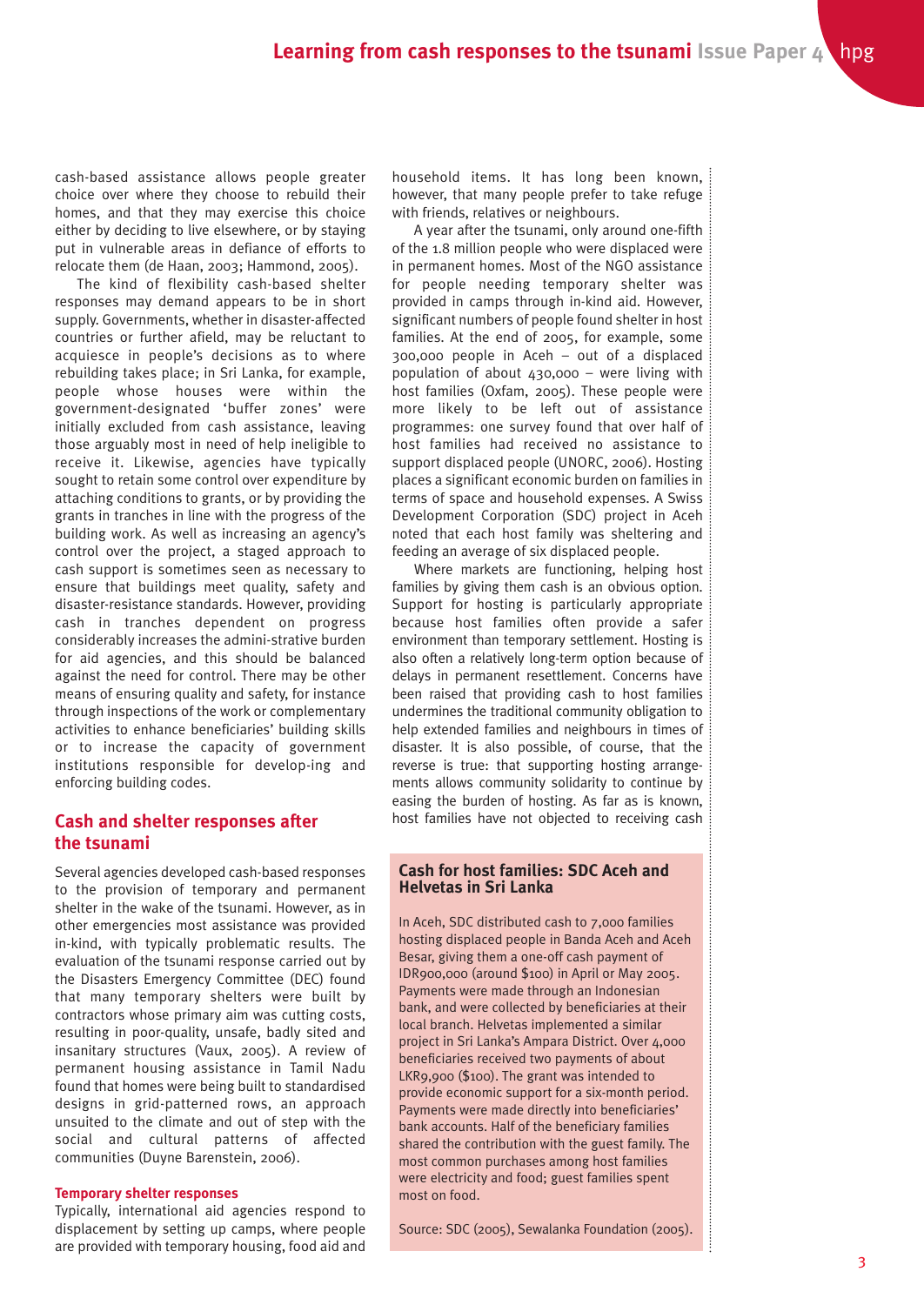cash-based assistance allows people greater choice over where they choose to rebuild their homes, and that they may exercise this choice either by deciding to live elsewhere, or by staying put in vulnerable areas in defiance of efforts to relocate them (de Haan, 2003; Hammond, 2005).

The kind of flexibility cash-based shelter responses may demand appears to be in short supply. Governments, whether in disaster-affected countries or further afield, may be reluctant to acquiesce in people's decisions as to where rebuilding takes place; in Sri Lanka, for example, people whose houses were within the government-designated 'buffer zones' were initially excluded from cash assistance, leaving those arguably most in need of help ineligible to receive it. Likewise, agencies have typically sought to retain some control over expenditure by attaching conditions to grants, or by providing the grants in tranches in line with the progress of the building work. As well as increasing an agency's control over the project, a staged approach to cash support is sometimes seen as necessary to ensure that buildings meet quality, safety and disaster-resistance standards. However, providing cash in tranches dependent on progress considerably increases the admini-strative burden for aid agencies, and this should be balanced against the need for control. There may be other means of ensuring quality and safety, for instance through inspections of the work or complementary activities to enhance beneficiaries' building skills or to increase the capacity of government institutions responsible for develop-ing and enforcing building codes.

## Cash and shelter responses after the tsunami

Several agencies developed cash-based responses to the provision of temporary and permanent shelter in the wake of the tsunami. However, as in other emergencies most assistance was provided in-kind, with typically problematic results. The evaluation of the tsunami response carried out by the Disasters Emergency Committee (DEC) found that many temporary shelters were built by contractors whose primary aim was cutting costs, resulting in poor-quality, unsafe, badly sited and insanitary structures (Vaux, 2005). A review of permanent housing assistance in Tamil Nadu found that homes were being built to standardised designs in grid-patterned rows, an approach unsuited to the climate and out of step with the social and cultural patterns of affected communities (Duyne Barenstein, 2006).

### Temporary shelter responses

Typically, international aid agencies respond to displacement by setting up camps, where people are provided with temporary housing, food aid and household items. It has long been known, however, that many people prefer to take refuge with friends, relatives or neighbours.

A year after the tsunami, only around one-fifth of the 1.8 million people who were displaced were in permanent homes. Most of the NGO assistance for people needing temporary shelter was provided in camps through in-kind aid. However, significant numbers of people found shelter in host families. At the end of 2005, for example, some 300,000 people in Aceh – out of a displaced population of about 430,000 – were living with host families (Oxfam, 2005). These people were more likely to be left out of assistance programmes: one survey found that over half of host families had received no assistance to support displaced people (UNORC, 2006). Hosting places a significant economic burden on families in terms of space and household expenses. A Swiss Development Corporation (SDC) project in Aceh noted that each host family was sheltering and feeding an average of six displaced people.

Where markets are functioning, helping host families by giving them cash is an obvious option. Support for hosting is particularly appropriate because host families often provide a safer environment than temporary settlement. Hosting is also often a relatively long-term option because of delays in permanent resettlement. Concerns have been raised that providing cash to host families undermines the traditional community obligation to help extended families and neighbours in times of disaster. It is also possible, of course, that the reverse is true: that supporting hosting arrange-ments allows community solidarity to continue by easing the burden of hosting. As far as is known, host families have not objected to receiving cash

### Cash for host families: SDC Aceh and Helvetas in Sri Lanka

In Aceh, SDC distributed cash to 7,000 families hosting displaced people in Banda Aceh and Aceh Besar, giving them a one-off cash payment of IDR900,000 (around $100) in April or May 2005. Payments were made through an Indonesian bank, and were collected by beneficiaries at their local branch. Helvetas implemented a similar project in Sri Lanka's Ampara District. Over 4,000 beneficiaries received two payments of about LKR9,900 ($100). The grant was intended to provide economic support for a six-month period. Payments were made directly into beneficiaries' bank accounts. Half of the beneficiary families shared the contribution with the guest family. The most common purchases among host families were electricity and food; guest families spent most on food.

Source: SDC (2005), Sewalanka Foundation (2005).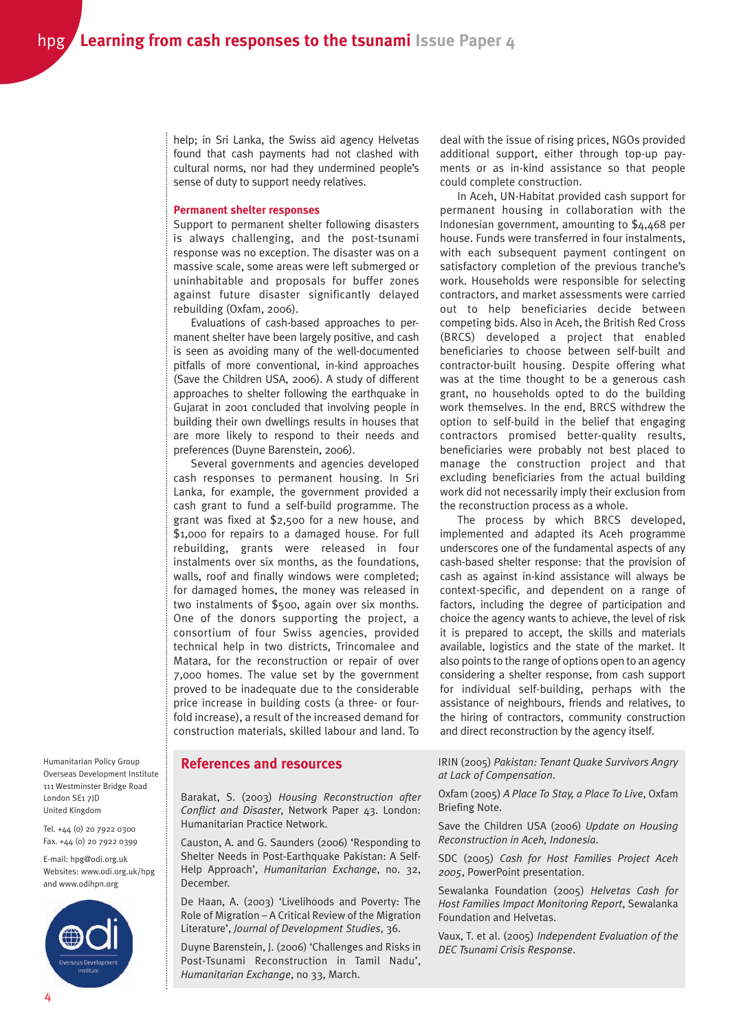help; in Sri Lanka, the Swiss aid agency Helvetas found that cash payments had not clashed with cultural norms, nor had they undermined people's sense of duty to support needy relatives.

### Permanent shelter responses

Support to permanent shelter following disasters is always challenging, and the post-tsunami response was no exception. The disaster was on a massive scale, some areas were left submerged or uninhabitable and proposals for buffer zones against future disaster significantly delayed rebuilding (Oxfam, 2006).

Evaluations of cash-based approaches to permanent shelter have been largely positive, and cash is seen as avoiding many of the well-documented pitfalls of more conventional, in-kind approaches (Save the Children USA, 2006). A study of different approaches to shelter following the earthquake in Gujarat in 2001 concluded that involving people in building their own dwellings results in houses that are more likely to respond to their needs and preferences (Duyne Barenstein, 2006).

Several governments and agencies developed cash responses to permanent housing. In Sri Lanka, for example, the government provided a cash grant to fund a self-build programme. The grant was fixed at $2,500 for a new house, and $1,000 for repairs to a damaged house. For full rebuilding, grants were released in four instalments over six months, as the foundations, walls, roof and finally windows were completed; for damaged homes, the money was released in two instalments of $500, again over six months. One of the donors supporting the project, a consortium of four Swiss agencies, provided technical help in two districts, Trincomalee and Matara, for the reconstruction or repair of over 7,000 homes. The value set by the government proved to be inadequate due to the considerable price increase in building costs (a three- or four-fold increase), a result of the increased demand for construction materials, skilled labour and land. To deal with the issue of rising prices, NGOs provided additional support, either through top-up payments or as in-kind assistance so that people could complete construction.

In Aceh, UN-Habitat provided cash support for permanent housing in collaboration with the Indonesian government, amounting to $4,468 per house. Funds were transferred in four instalments, with each subsequent payment contingent on satisfactory completion of the previous tranche's work. Households were responsible for selecting contractors, and market assessments were carried out to help beneficiaries decide between competing bids. Also in Aceh, the British Red Cross (BRCS) developed a project that enabled beneficiaries to choose between self-built and contractor-built housing. Despite offering what was at the time thought to be a generous cash grant, no households opted to do the building work themselves. In the end, BRCS withdrew the option to self-build in the belief that engaging contractors promised better-quality results, beneficiaries were probably not best placed to manage the construction project and that excluding beneficiaries from the actual building work did not necessarily imply their exclusion from the reconstruction process as a whole.

The process by which BRCS developed, implemented and adapted its Aceh programme underscores one of the fundamental aspects of any cash-based shelter response: that the provision of cash as against in-kind assistance will always be context-specific, and dependent on a range of factors, including the degree of participation and choice the agency wants to achieve, the level of risk it is prepared to accept, the skills and materials available, logistics and the state of the market. It also points to the range of options open to an agency considering a shelter response, from cash support for individual self-building, perhaps with the assistance of neighbours, friends and relatives, to the hiring of contractors, community construction and direct reconstruction by the agency itself.

## References and resources

Barakat, S. (2003) *Housing Reconstruction after Conflict and Disaster*, Network Paper 43. London: Humanitarian Practice Network.

Causton, A. and G. Saunders (2006) 'Responding to Shelter Needs in Post-Earthquake Pakistan: A Self-Help Approach', *Humanitarian Exchange*, no. 32, December.

De Haan, A. (2003) 'Livelihoods and Poverty: The Role of Migration – A Critical Review of the Migration Literature', *Journal of Development Studies*, 36.

Duyne Barenstein, J. (2006) 'Challenges and Risks in Post-Tsunami Reconstruction in Tamil Nadu', *Humanitarian Exchange*, no 33, March.

IRIN (2005) *Pakistan: Tenant Quake Survivors Angry at Lack of Compensation*.

Oxfam (2005) *A Place To Stay, a Place To Live*, Oxfam Briefing Note.

Save the Children USA (2006) *Update on Housing Reconstruction in Aceh, Indonesia*.

SDC (2005) *Cash for Host Families Project Aceh 2005*, PowerPoint presentation.

Sewalanka Foundation (2005) *Helvetas Cash for Host Families Impact Monitoring Report*, Sewalanka Foundation and Helvetas.

Vaux, T. et al. (2005) *Independent Evaluation of the DEC Tsunami Crisis Response*.

Humanitarian Policy Group
Overseas Development Institute
111 Westminster Bridge Road
London SE1 7JD
United Kingdom

Tel. +44 (0) 20 7922 0300
Fax. +44 (0) 20 7922 0399

E-mail: hpg@odi.org.uk
Websites: www.odi.org.uk/hpg and www.odihpn.org